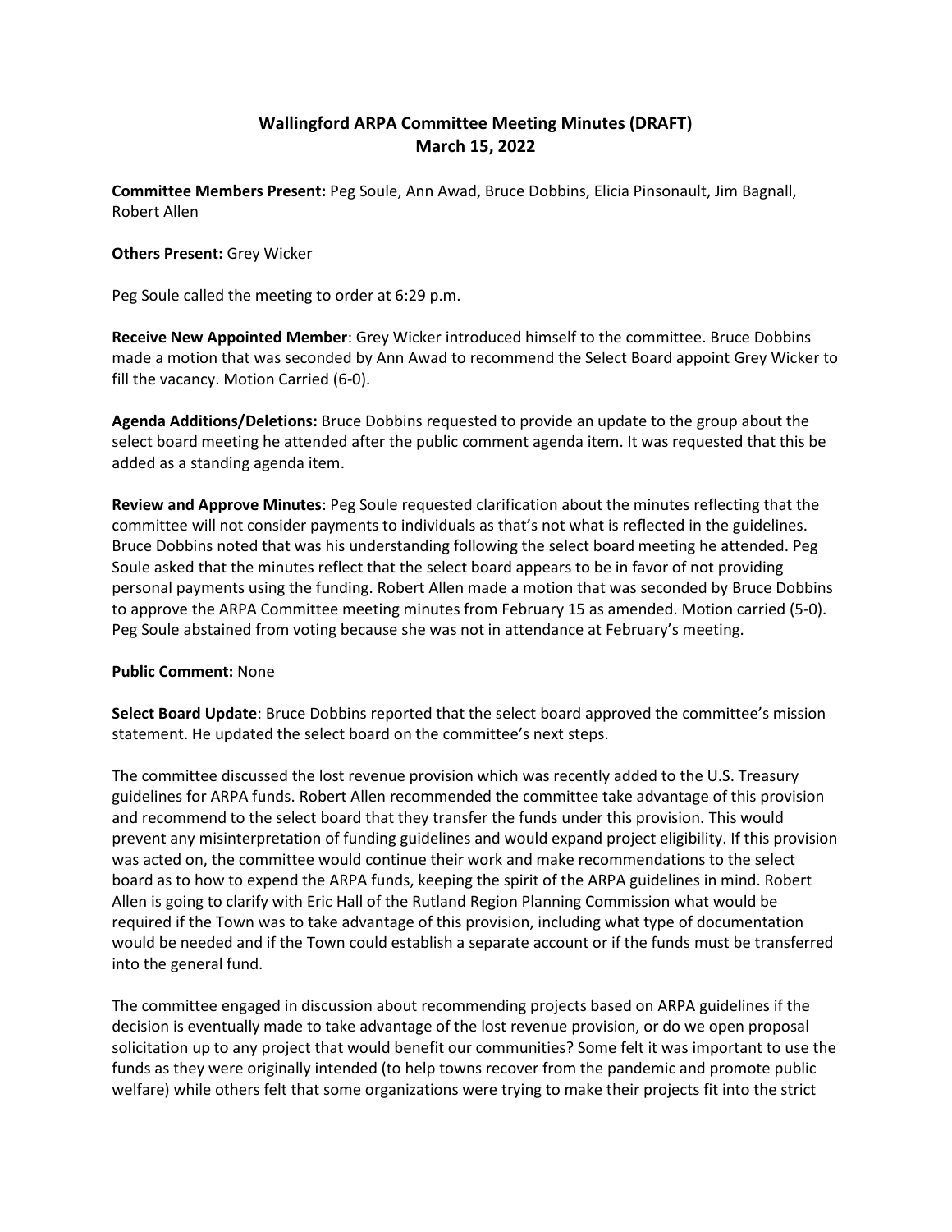# Wallingford ARPA Committee Meeting Minutes (DRAFT)
# March 15, 2022

**Committee Members Present:** Peg Soule, Ann Awad, Bruce Dobbins, Elicia Pinsonault, Jim Bagnall, Robert Allen

**Others Present:** Grey Wicker

Peg Soule called the meeting to order at 6:29 p.m.

**Receive New Appointed Member**: Grey Wicker introduced himself to the committee. Bruce Dobbins made a motion that was seconded by Ann Awad to recommend the Select Board appoint Grey Wicker to fill the vacancy. Motion Carried (6-0).

**Agenda Additions/Deletions:** Bruce Dobbins requested to provide an update to the group about the select board meeting he attended after the public comment agenda item. It was requested that this be added as a standing agenda item.

**Review and Approve Minutes**: Peg Soule requested clarification about the minutes reflecting that the committee will not consider payments to individuals as that's not what is reflected in the guidelines. Bruce Dobbins noted that was his understanding following the select board meeting he attended. Peg Soule asked that the minutes reflect that the select board appears to be in favor of not providing personal payments using the funding. Robert Allen made a motion that was seconded by Bruce Dobbins to approve the ARPA Committee meeting minutes from February 15 as amended. Motion carried (5-0). Peg Soule abstained from voting because she was not in attendance at February's meeting.

**Public Comment:** None

**Select Board Update**: Bruce Dobbins reported that the select board approved the committee's mission statement. He updated the select board on the committee's next steps.

The committee discussed the lost revenue provision which was recently added to the U.S. Treasury guidelines for ARPA funds. Robert Allen recommended the committee take advantage of this provision and recommend to the select board that they transfer the funds under this provision. This would prevent any misinterpretation of funding guidelines and would expand project eligibility. If this provision was acted on, the committee would continue their work and make recommendations to the select board as to how to expend the ARPA funds, keeping the spirit of the ARPA guidelines in mind. Robert Allen is going to clarify with Eric Hall of the Rutland Region Planning Commission what would be required if the Town was to take advantage of this provision, including what type of documentation would be needed and if the Town could establish a separate account or if the funds must be transferred into the general fund.

The committee engaged in discussion about recommending projects based on ARPA guidelines if the decision is eventually made to take advantage of the lost revenue provision, or do we open proposal solicitation up to any project that would benefit our communities? Some felt it was important to use the funds as they were originally intended (to help towns recover from the pandemic and promote public welfare) while others felt that some organizations were trying to make their projects fit into the strict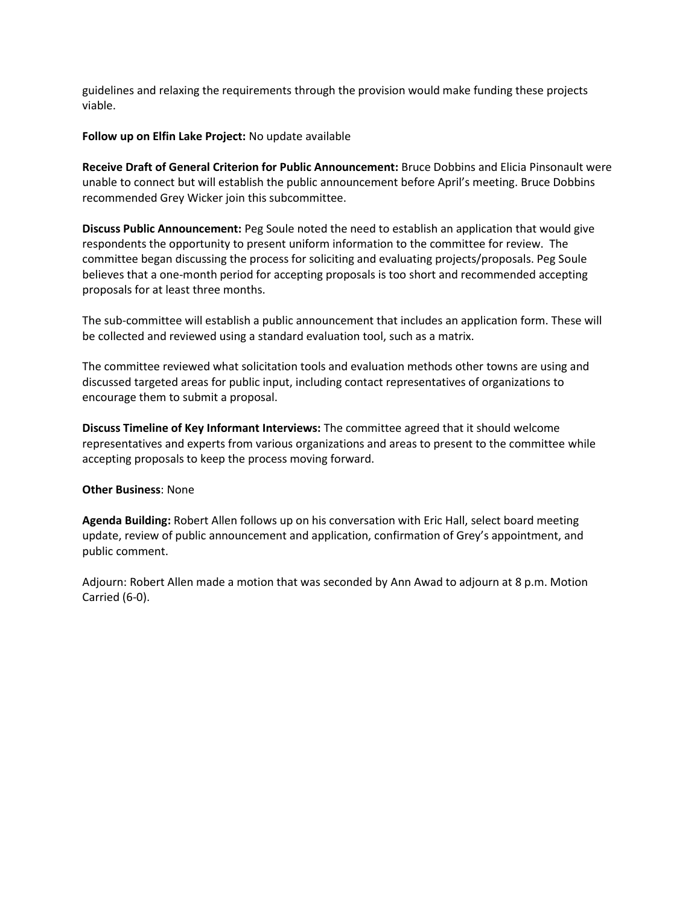guidelines and relaxing the requirements through the provision would make funding these projects viable.

**Follow up on Elfin Lake Project:** No update available

**Receive Draft of General Criterion for Public Announcement:** Bruce Dobbins and Elicia Pinsonault were unable to connect but will establish the public announcement before April's meeting. Bruce Dobbins recommended Grey Wicker join this subcommittee.

**Discuss Public Announcement:** Peg Soule noted the need to establish an application that would give respondents the opportunity to present uniform information to the committee for review. The committee began discussing the process for soliciting and evaluating projects/proposals. Peg Soule believes that a one-month period for accepting proposals is too short and recommended accepting proposals for at least three months.

The sub-committee will establish a public announcement that includes an application form. These will be collected and reviewed using a standard evaluation tool, such as a matrix.

The committee reviewed what solicitation tools and evaluation methods other towns are using and discussed targeted areas for public input, including contact representatives of organizations to encourage them to submit a proposal.

**Discuss Timeline of Key Informant Interviews:** The committee agreed that it should welcome representatives and experts from various organizations and areas to present to the committee while accepting proposals to keep the process moving forward.

**Other Business**: None

**Agenda Building:** Robert Allen follows up on his conversation with Eric Hall, select board meeting update, review of public announcement and application, confirmation of Grey's appointment, and public comment.

Adjourn: Robert Allen made a motion that was seconded by Ann Awad to adjourn at 8 p.m. Motion Carried (6-0).